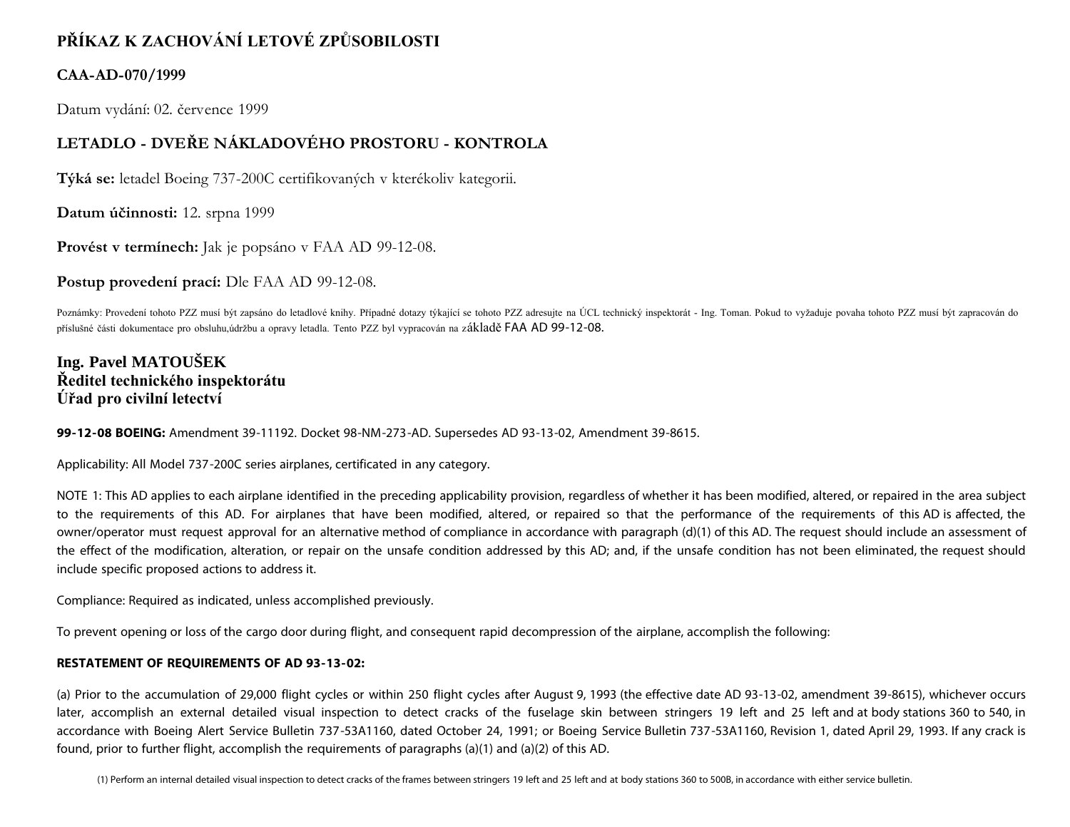# PŘÍKAZ K ZACHOVÁNÍ LETOVÉ ZPŮSOBILOSTI

## CAA-AD-070/1999

Datum vydání: 02. července 1999

## LETADLO - DVEŘE NÁKLADOVÉHO PROSTORU - KONTROLA

**Týká se:** letadel Boeing 737-200C certifikovaných v kterékoliv kategorii.

**Datum účinnosti:** 12. srpna 1999

**Provést v termínech:** Jak je popsáno v FAA AD 99-12-08.

**Postup provedení prací:** Dle FAA AD 99-12-08.

Poznámky: Provedení tohoto PZZ musí být zapsáno do letadlové knihy. Případné dotazy týkající se tohoto PZZ adresujte na ÚCL technický inspektorát - Ing. Toman. Pokud to vyžaduje povaha tohoto PZZ musí být zapracován do příslušné části dokumentace pro obsluhu,údržbu a opravy letadla. Tento PZZ byl vypracován na základě FAA AD 99-12-08.

**Ing. Pavel MATOUŠEK**
**Ředitel technického inspektorátu**
**Úřad pro civilní letectví**

**99-12-08 BOEING:** Amendment 39-11192. Docket 98-NM-273-AD. Supersedes AD 93-13-02, Amendment 39-8615.

Applicability: All Model 737-200C series airplanes, certificated in any category.

NOTE 1: This AD applies to each airplane identified in the preceding applicability provision, regardless of whether it has been modified, altered, or repaired in the area subject to the requirements of this AD. For airplanes that have been modified, altered, or repaired so that the performance of the requirements of this AD is affected, the owner/operator must request approval for an alternative method of compliance in accordance with paragraph (d)(1) of this AD. The request should include an assessment of the effect of the modification, alteration, or repair on the unsafe condition addressed by this AD; and, if the unsafe condition has not been eliminated, the request should include specific proposed actions to address it.

Compliance: Required as indicated, unless accomplished previously.

To prevent opening or loss of the cargo door during flight, and consequent rapid decompression of the airplane, accomplish the following:

**RESTATEMENT OF REQUIREMENTS OF AD 93-13-02:**

(a) Prior to the accumulation of 29,000 flight cycles or within 250 flight cycles after August 9, 1993 (the effective date AD 93-13-02, amendment 39-8615), whichever occurs later, accomplish an external detailed visual inspection to detect cracks of the fuselage skin between stringers 19 left and 25 left and at body stations 360 to 540, in accordance with Boeing Alert Service Bulletin 737-53A1160, dated October 24, 1991; or Boeing Service Bulletin 737-53A1160, Revision 1, dated April 29, 1993. If any crack is found, prior to further flight, accomplish the requirements of paragraphs (a)(1) and (a)(2) of this AD.

(1) Perform an internal detailed visual inspection to detect cracks of the frames between stringers 19 left and 25 left and at body stations 360 to 500B, in accordance with either service bulletin.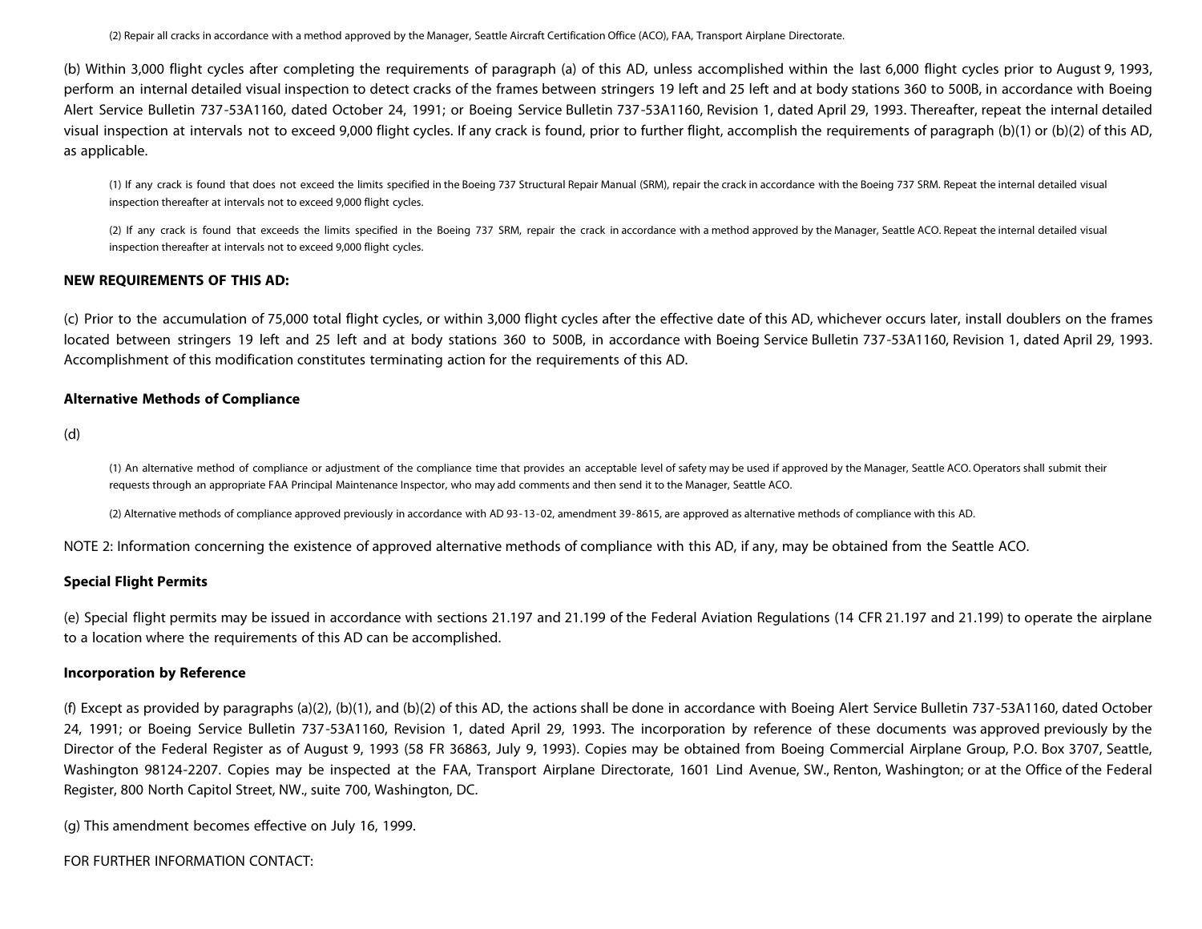(2) Repair all cracks in accordance with a method approved by the Manager, Seattle Aircraft Certification Office (ACO), FAA, Transport Airplane Directorate.

(b) Within 3,000 flight cycles after completing the requirements of paragraph (a) of this AD, unless accomplished within the last 6,000 flight cycles prior to August 9, 1993, perform an internal detailed visual inspection to detect cracks of the frames between stringers 19 left and 25 left and at body stations 360 to 500B, in accordance with Boeing Alert Service Bulletin 737-53A1160, dated October 24, 1991; or Boeing Service Bulletin 737-53A1160, Revision 1, dated April 29, 1993. Thereafter, repeat the internal detailed visual inspection at intervals not to exceed 9,000 flight cycles. If any crack is found, prior to further flight, accomplish the requirements of paragraph (b)(1) or (b)(2) of this AD, as applicable.

(1) If any crack is found that does not exceed the limits specified in the Boeing 737 Structural Repair Manual (SRM), repair the crack in accordance with the Boeing 737 SRM. Repeat the internal detailed visual inspection thereafter at intervals not to exceed 9,000 flight cycles.

(2) If any crack is found that exceeds the limits specified in the Boeing 737 SRM, repair the crack in accordance with a method approved by the Manager, Seattle ACO. Repeat the internal detailed visual inspection thereafter at intervals not to exceed 9,000 flight cycles.

**NEW REQUIREMENTS OF THIS AD:**

(c) Prior to the accumulation of 75,000 total flight cycles, or within 3,000 flight cycles after the effective date of this AD, whichever occurs later, install doublers on the frames located between stringers 19 left and 25 left and at body stations 360 to 500B, in accordance with Boeing Service Bulletin 737-53A1160, Revision 1, dated April 29, 1993. Accomplishment of this modification constitutes terminating action for the requirements of this AD.

**Alternative Methods of Compliance**

(d)

(1) An alternative method of compliance or adjustment of the compliance time that provides an acceptable level of safety may be used if approved by the Manager, Seattle ACO. Operators shall submit their requests through an appropriate FAA Principal Maintenance Inspector, who may add comments and then send it to the Manager, Seattle ACO.

(2) Alternative methods of compliance approved previously in accordance with AD 93-13-02, amendment 39-8615, are approved as alternative methods of compliance with this AD.

NOTE 2: Information concerning the existence of approved alternative methods of compliance with this AD, if any, may be obtained from the Seattle ACO.

**Special Flight Permits**

(e) Special flight permits may be issued in accordance with sections 21.197 and 21.199 of the Federal Aviation Regulations (14 CFR 21.197 and 21.199) to operate the airplane to a location where the requirements of this AD can be accomplished.

**Incorporation by Reference**

(f) Except as provided by paragraphs (a)(2), (b)(1), and (b)(2) of this AD, the actions shall be done in accordance with Boeing Alert Service Bulletin 737-53A1160, dated October 24, 1991; or Boeing Service Bulletin 737-53A1160, Revision 1, dated April 29, 1993. The incorporation by reference of these documents was approved previously by the Director of the Federal Register as of August 9, 1993 (58 FR 36863, July 9, 1993). Copies may be obtained from Boeing Commercial Airplane Group, P.O. Box 3707, Seattle, Washington 98124-2207. Copies may be inspected at the FAA, Transport Airplane Directorate, 1601 Lind Avenue, SW., Renton, Washington; or at the Office of the Federal Register, 800 North Capitol Street, NW., suite 700, Washington, DC.

(g) This amendment becomes effective on July 16, 1999.

FOR FURTHER INFORMATION CONTACT: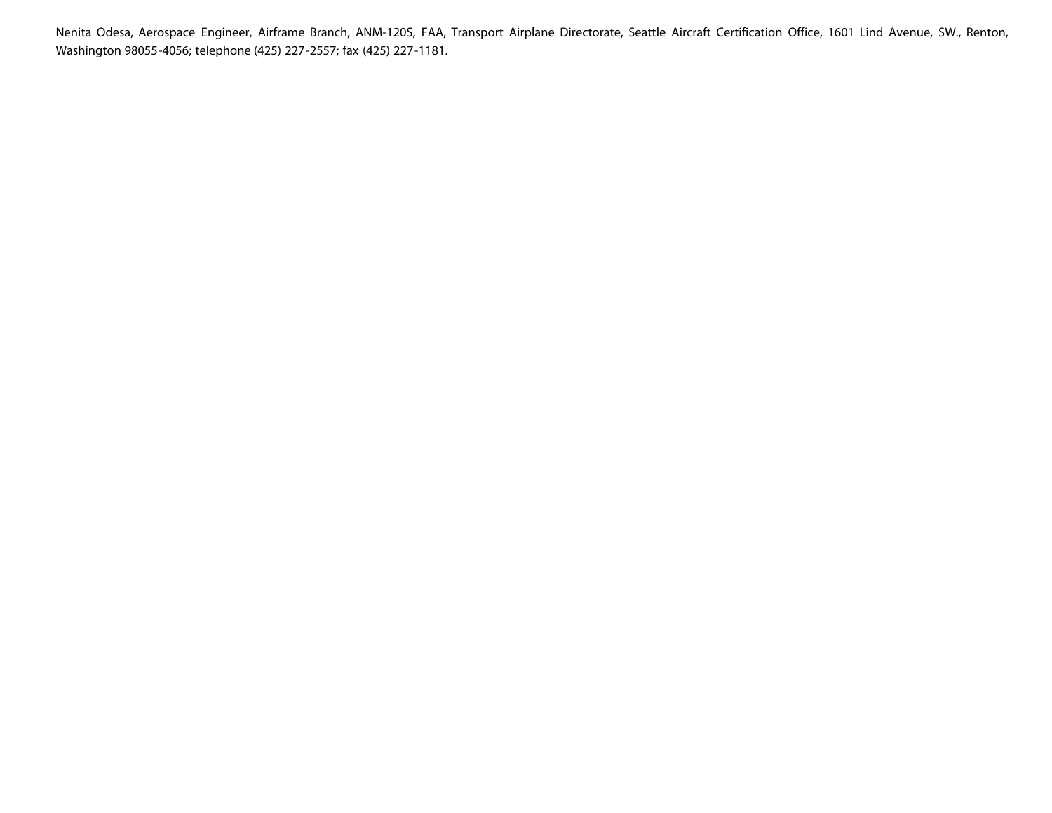Nenita Odesa, Aerospace Engineer, Airframe Branch, ANM-120S, FAA, Transport Airplane Directorate, Seattle Aircraft Certification Office, 1601 Lind Avenue, SW., Renton, Washington 98055-4056; telephone (425) 227-2557; fax (425) 227-1181.